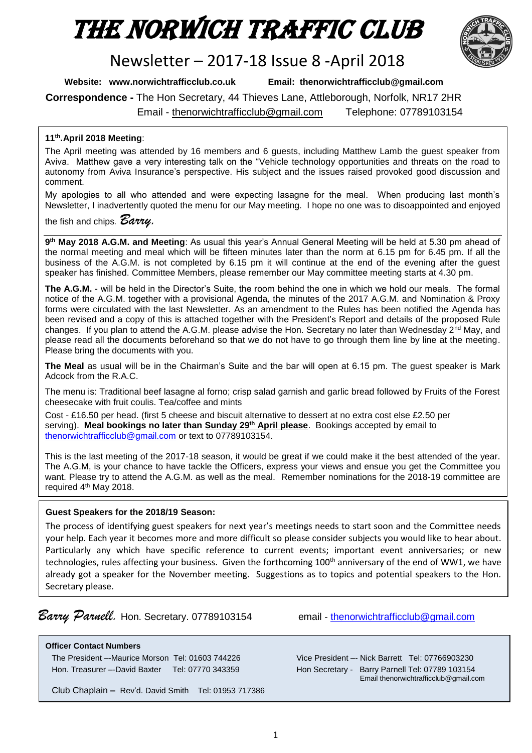# THE NORWICH TRAFFIC CLUB

## Newsletter – 2017-18 Issue 8 -April 2018

**Website: www.norwichtrafficclub.co.uk** **Email: thenorwichtrafficclub@gmail.com**

**Correspondence -** The Hon Secretary, 44 Thieves Lane, Attleborough, Norfolk, NR17 2HR
Email - thenorwichtrafficclub@gmail.com Telephone: 07789103154

**11th.April 2018 Meeting**:

The April meeting was attended by 16 members and 6 guests, including Matthew Lamb the guest speaker from Aviva. Matthew gave a very interesting talk on the "Vehicle technology opportunities and threats on the road to autonomy from Aviva Insurance's perspective. His subject and the issues raised provoked good discussion and comment.

My apologies to all who attended and were expecting lasagne for the meal. When producing last month's Newsletter, I inadvertently quoted the menu for our May meeting. I hope no one was to disoappointed and enjoyed the fish and chips. *Barry.*

**9th May 2018 A.G.M. and Meeting**: As usual this year's Annual General Meeting will be held at 5.30 pm ahead of the normal meeting and meal which will be fifteen minutes later than the norm at 6.15 pm for 6.45 pm. If all the business of the A.G.M. is not completed by 6.15 pm it will continue at the end of the evening after the guest speaker has finished. Committee Members, please remember our May committee meeting starts at 4.30 pm.

**The A.G.M.** - will be held in the Director's Suite, the room behind the one in which we hold our meals. The formal notice of the A.G.M. together with a provisional Agenda, the minutes of the 2017 A.G.M. and Nomination & Proxy forms were circulated with the last Newsletter. As an amendment to the Rules has been notified the Agenda has been revised and a copy of this is attached together with the President's Report and details of the proposed Rule changes. If you plan to attend the A.G.M. please advise the Hon. Secretary no later than Wednesday 2nd May, and please read all the documents beforehand so that we do not have to go through them line by line at the meeting. Please bring the documents with you.

**The Meal** as usual will be in the Chairman's Suite and the bar will open at 6.15 pm. The guest speaker is Mark Adcock from the R.A.C.

The menu is: Traditional beef lasagne al forno; crisp salad garnish and garlic bread followed by Fruits of the Forest cheesecake with fruit coulis. Tea/coffee and mints

Cost - £16.50 per head. (first 5 cheese and biscuit alternative to dessert at no extra cost else £2.50 per serving). **Meal bookings no later than Sunday 29th April please**. Bookings accepted by email to thenorwichtrafficclub@gmail.com or text to 07789103154.

This is the last meeting of the 2017-18 season, it would be great if we could make it the best attended of the year. The A.G.M, is your chance to have tackle the Officers, express your views and ensue you get the Committee you want. Please try to attend the A.G.M. as well as the meal. Remember nominations for the 2018-19 committee are required 4th May 2018.

**Guest Speakers for the 2018/19 Season:**

The process of identifying guest speakers for next year's meetings needs to start soon and the Committee needs your help. Each year it becomes more and more difficult so please consider subjects you would like to hear about. Particularly any which have specific reference to current events; important event anniversaries; or new technologies, rules affecting your business. Given the forthcoming 100th anniversary of the end of WW1, we have already got a speaker for the November meeting. Suggestions as to topics and potential speakers to the Hon. Secretary please.

*Barry Parnell.* Hon. Secretary. 07789103154 email - thenorwichtrafficclub@gmail.com

**Officer Contact Numbers**

The President –-Maurice Morson Tel: 01603 744226
Vice President –- Nick Barrett Tel: 07766903230
Hon. Treasurer –-David Baxter Tel: 07770 343359
Hon Secretary - Barry Parnell Tel: 07789 103154
Email thenorwichtrafficclub@gmail.com
Club Chaplain – Rev'd. David Smith Tel: 01953 717386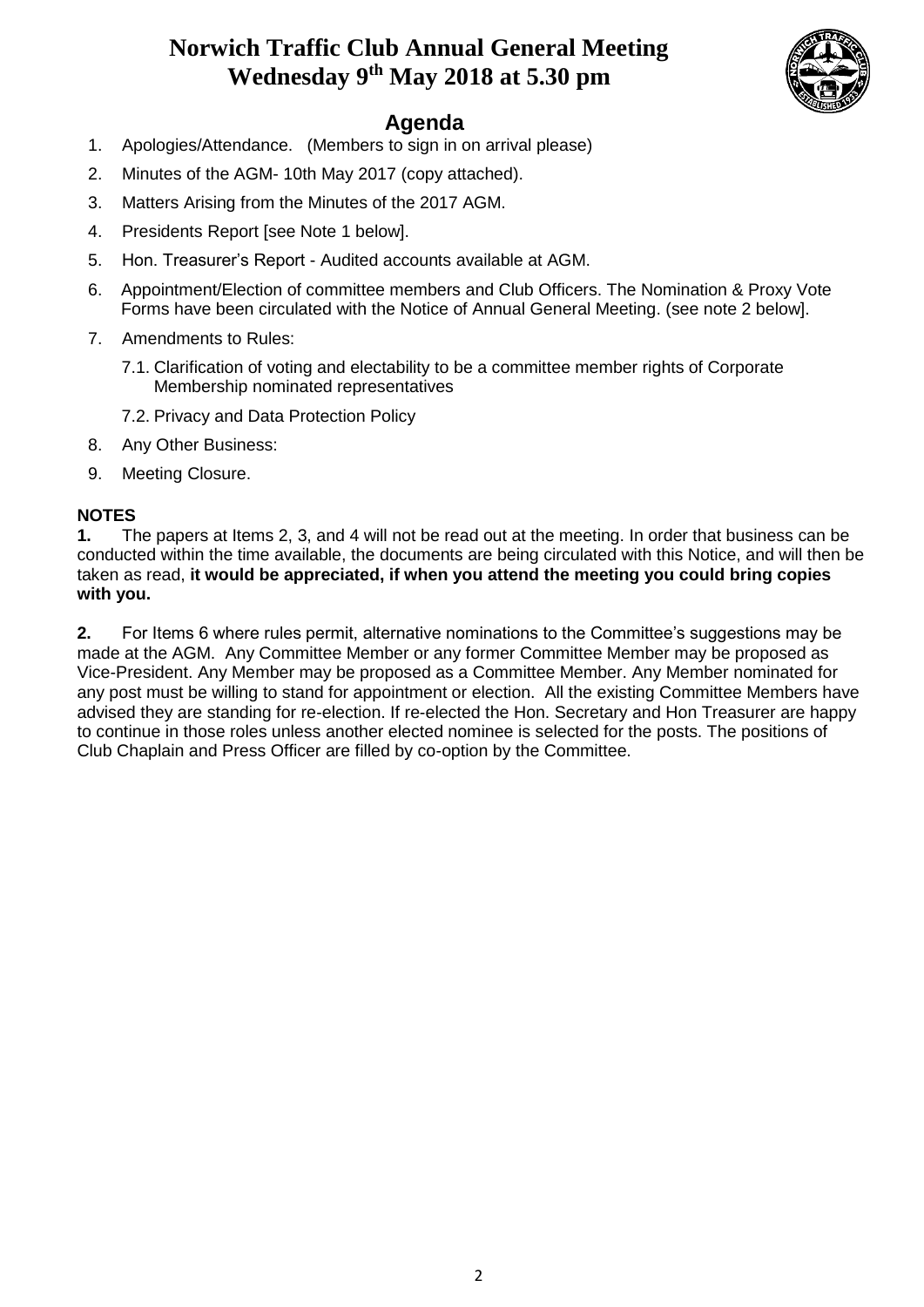# Norwich Traffic Club Annual General Meeting
# Wednesday 9th May 2018 at 5.30 pm

## Agenda

1. Apologies/Attendance. (Members to sign in on arrival please)
2. Minutes of the AGM- 10th May 2017 (copy attached).
3. Matters Arising from the Minutes of the 2017 AGM.
4. Presidents Report [see Note 1 below].
5. Hon. Treasurer's Report - Audited accounts available at AGM.
6. Appointment/Election of committee members and Club Officers. The Nomination & Proxy Vote Forms have been circulated with the Notice of Annual General Meeting. (see note 2 below].
7. Amendments to Rules:
   - 7.1. Clarification of voting and electability to be a committee member rights of Corporate Membership nominated representatives
   - 7.2. Privacy and Data Protection Policy
8. Any Other Business:
9. Meeting Closure.

**NOTES**

**1.** The papers at Items 2, 3, and 4 will not be read out at the meeting. In order that business can be conducted within the time available, the documents are being circulated with this Notice, and will then be taken as read, **it would be appreciated, if when you attend the meeting you could bring copies with you.**

**2.** For Items 6 where rules permit, alternative nominations to the Committee's suggestions may be made at the AGM. Any Committee Member or any former Committee Member may be proposed as Vice-President. Any Member may be proposed as a Committee Member. Any Member nominated for any post must be willing to stand for appointment or election. All the existing Committee Members have advised they are standing for re-election. If re-elected the Hon. Secretary and Hon Treasurer are happy to continue in those roles unless another elected nominee is selected for the posts. The positions of Club Chaplain and Press Officer are filled by co-option by the Committee.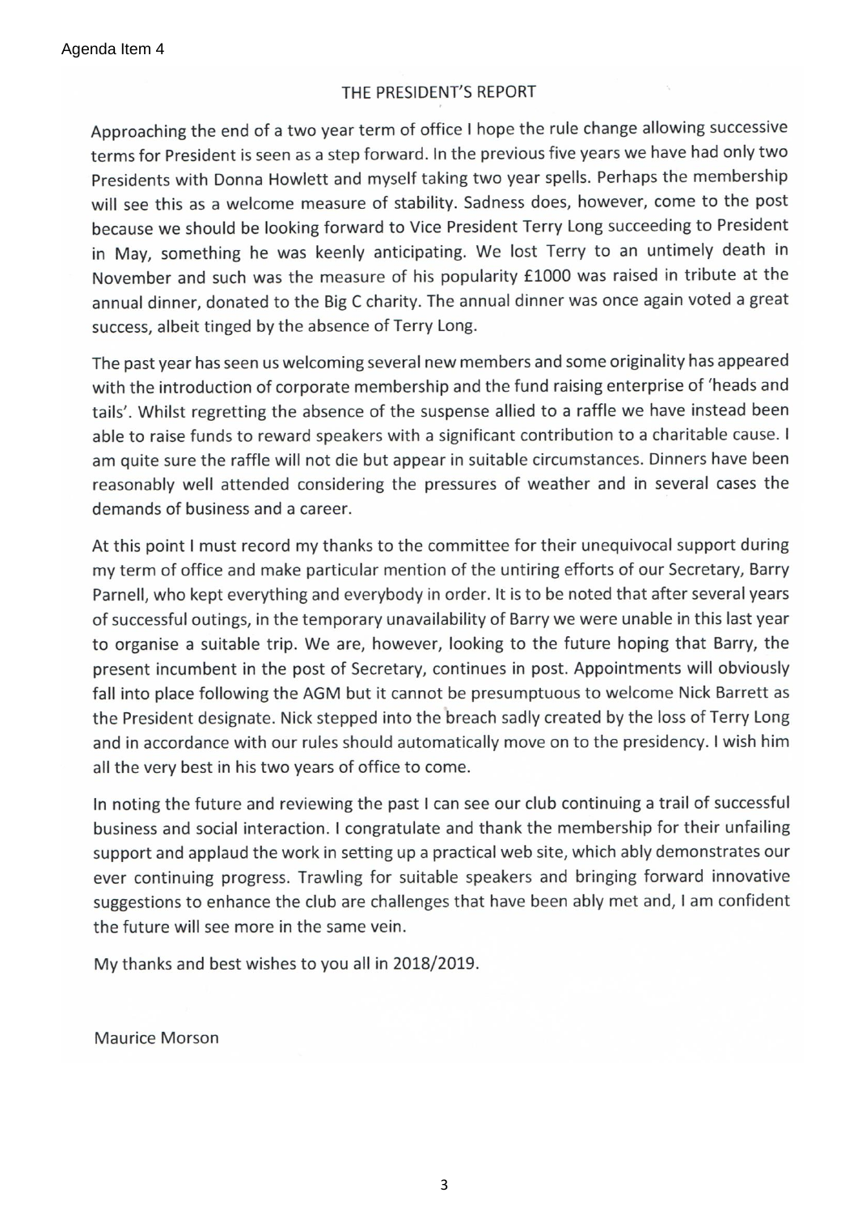Agenda Item 4

# THE PRESIDENT'S REPORT

Approaching the end of a two year term of office I hope the rule change allowing successive terms for President is seen as a step forward. In the previous five years we have had only two Presidents with Donna Howlett and myself taking two year spells. Perhaps the membership will see this as a welcome measure of stability. Sadness does, however, come to the post because we should be looking forward to Vice President Terry Long succeeding to President in May, something he was keenly anticipating. We lost Terry to an untimely death in November and such was the measure of his popularity £1000 was raised in tribute at the annual dinner, donated to the Big C charity. The annual dinner was once again voted a great success, albeit tinged by the absence of Terry Long.

The past year has seen us welcoming several new members and some originality has appeared with the introduction of corporate membership and the fund raising enterprise of 'heads and tails'. Whilst regretting the absence of the suspense allied to a raffle we have instead been able to raise funds to reward speakers with a significant contribution to a charitable cause. I am quite sure the raffle will not die but appear in suitable circumstances. Dinners have been reasonably well attended considering the pressures of weather and in several cases the demands of business and a career.

At this point I must record my thanks to the committee for their unequivocal support during my term of office and make particular mention of the untiring efforts of our Secretary, Barry Parnell, who kept everything and everybody in order. It is to be noted that after several years of successful outings, in the temporary unavailability of Barry we were unable in this last year to organise a suitable trip. We are, however, looking to the future hoping that Barry, the present incumbent in the post of Secretary, continues in post. Appointments will obviously fall into place following the AGM but it cannot be presumptuous to welcome Nick Barrett as the President designate. Nick stepped into the breach sadly created by the loss of Terry Long and in accordance with our rules should automatically move on to the presidency. I wish him all the very best in his two years of office to come.

In noting the future and reviewing the past I can see our club continuing a trail of successful business and social interaction. I congratulate and thank the membership for their unfailing support and applaud the work in setting up a practical web site, which ably demonstrates our ever continuing progress. Trawling for suitable speakers and bringing forward innovative suggestions to enhance the club are challenges that have been ably met and, I am confident the future will see more in the same vein.

My thanks and best wishes to you all in 2018/2019.

Maurice Morson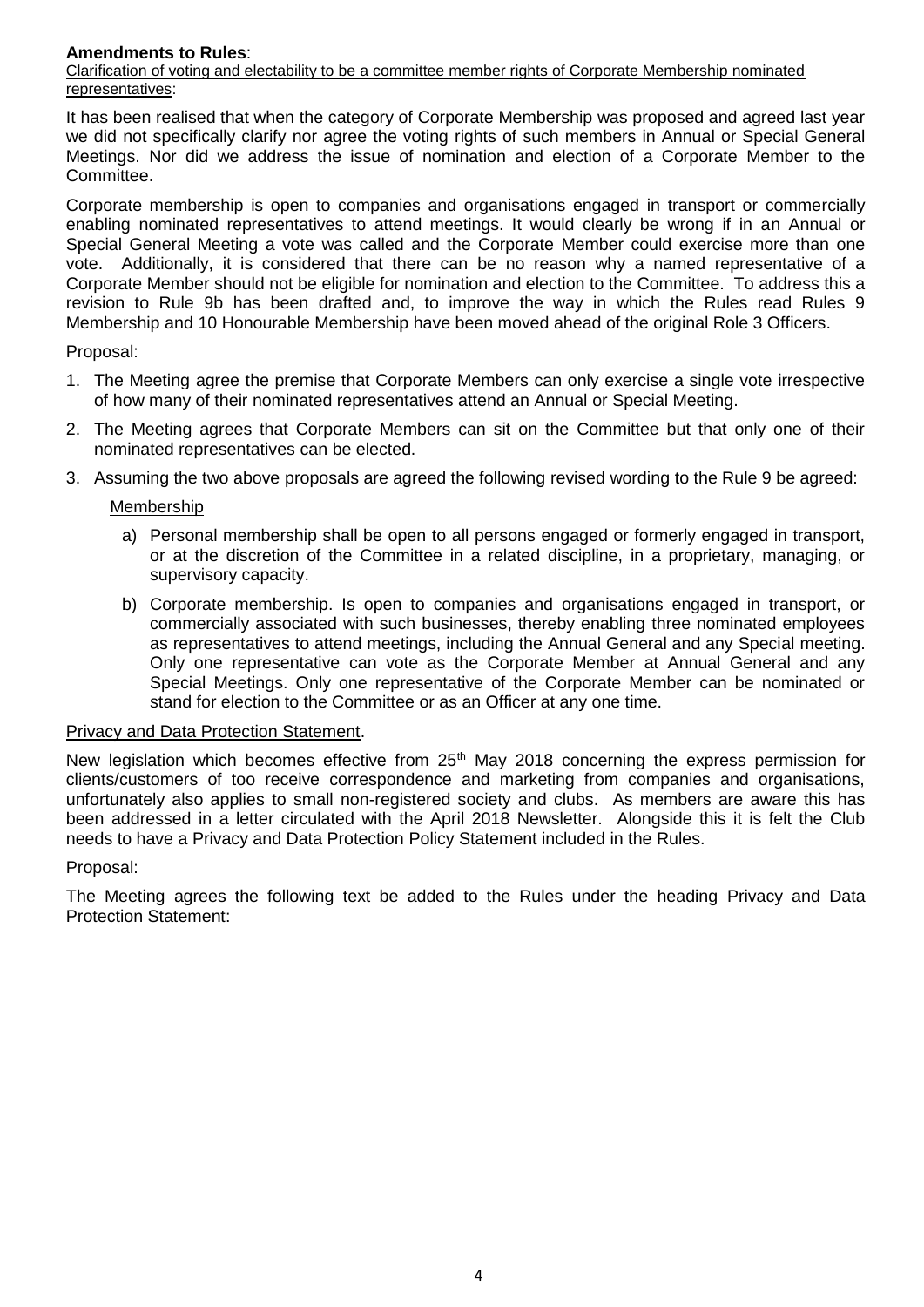**Amendments to Rules**:

Clarification of voting and electability to be a committee member rights of Corporate Membership nominated representatives:

It has been realised that when the category of Corporate Membership was proposed and agreed last year we did not specifically clarify nor agree the voting rights of such members in Annual or Special General Meetings. Nor did we address the issue of nomination and election of a Corporate Member to the Committee.

Corporate membership is open to companies and organisations engaged in transport or commercially enabling nominated representatives to attend meetings. It would clearly be wrong if in an Annual or Special General Meeting a vote was called and the Corporate Member could exercise more than one vote. Additionally, it is considered that there can be no reason why a named representative of a Corporate Member should not be eligible for nomination and election to the Committee. To address this a revision to Rule 9b has been drafted and, to improve the way in which the Rules read Rules 9 Membership and 10 Honourable Membership have been moved ahead of the original Role 3 Officers.

Proposal:

1. The Meeting agree the premise that Corporate Members can only exercise a single vote irrespective of how many of their nominated representatives attend an Annual or Special Meeting.
2. The Meeting agrees that Corporate Members can sit on the Committee but that only one of their nominated representatives can be elected.
3. Assuming the two above proposals are agreed the following revised wording to the Rule 9 be agreed:

   Membership

   a) Personal membership shall be open to all persons engaged or formerly engaged in transport, or at the discretion of the Committee in a related discipline, in a proprietary, managing, or supervisory capacity.

   b) Corporate membership. Is open to companies and organisations engaged in transport, or commercially associated with such businesses, thereby enabling three nominated employees as representatives to attend meetings, including the Annual General and any Special meeting. Only one representative can vote as the Corporate Member at Annual General and any Special Meetings. Only one representative of the Corporate Member can be nominated or stand for election to the Committee or as an Officer at any one time.

Privacy and Data Protection Statement.

New legislation which becomes effective from 25th May 2018 concerning the express permission for clients/customers of too receive correspondence and marketing from companies and organisations, unfortunately also applies to small non-registered society and clubs. As members are aware this has been addressed in a letter circulated with the April 2018 Newsletter. Alongside this it is felt the Club needs to have a Privacy and Data Protection Policy Statement included in the Rules.

Proposal:

The Meeting agrees the following text be added to the Rules under the heading Privacy and Data Protection Statement: